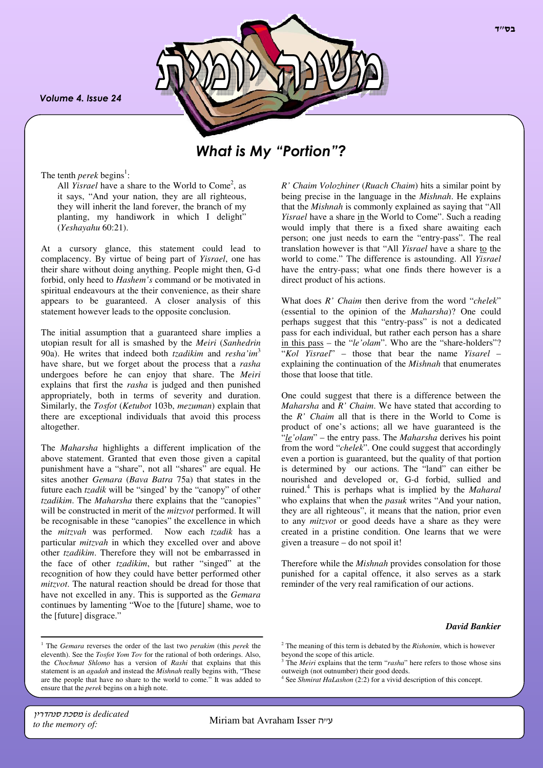# What is My "Portion"?

The tenth *perek* begins[1]:

> All *Yisrael* have a share to the World to Come[2], as it says, "And your nation, they are all righteous, they will inherit the land forever, the branch of my planting, my handiwork in which I delight" (*Yeshayahu* 60:21).

At a cursory glance, this statement could lead to complacency. By virtue of being part of *Yisrael*, one has their share without doing anything. People might then, G-d forbid, only heed to *Hashem's* command or be motivated in spiritual endeavours at the their convenience, as their share appears to be guaranteed. A closer analysis of this statement however leads to the opposite conclusion.

The initial assumption that a guaranteed share implies a utopian result for all is smashed by the *Meiri* (*Sanhedrin* 90a). He writes that indeed both *tzadikim* and *resha'im*[3] have share, but we forget about the process that a *rasha* undergoes before he can enjoy that share. The *Meiri* explains that first the *rasha* is judged and then punished appropriately, both in terms of severity and duration. Similarly, the *Tosfot* (*Ketubot* 103b, *mezuman*) explain that there are exceptional individuals that avoid this process altogether.

The *Maharsha* highlights a different implication of the above statement. Granted that even those given a capital punishment have a "share", not all "shares" are equal. He sites another *Gemara* (*Bava Batra* 75a) that states in the future each *tzadik* will be "singed' by the "canopy" of other *tzadikim*. The *Maharsha* there explains that the "canopies" will be constructed in merit of the *mitzvot* performed. It will be recognisable in these "canopies" the excellence in which the *mitzvah* was performed. Now each *tzadik* has a particular *mitzvah* in which they excelled over and above other *tzadikim*. Therefore they will not be embarrassed in the face of other *tzadikim*, but rather "singed" at the recognition of how they could have better performed other *mitzvot*. The natural reaction should be dread for those that have not excelled in any. This is supported as the *Gemara* continues by lamenting "Woe to the [future] shame, woe to the [future] disgrace."

*R' Chaim Volozhiner* (*Ruach Chaim*) hits a similar point by being precise in the language in the *Mishnah*. He explains that the *Mishnah* is commonly explained as saying that "All *Yisrael* have a share in the World to Come". Such a reading would imply that there is a fixed share awaiting each person; one just needs to earn the "entry-pass". The real translation however is that "All *Yisrael* have a share to the world to come." The difference is astounding. All *Yisrael* have the entry-pass; what one finds there however is a direct product of his actions.

What does *R' Chaim* then derive from the word "*chelek*" (essential to the opinion of the *Maharsha*)? One could perhaps suggest that this "entry-pass" is not a dedicated pass for each individual, but rather each person has a share in this pass – the "*le'olam*". Who are the "share-holders"? "*Kol Yisrael*" – those that bear the name *Yisarel* – explaining the continuation of the *Mishnah* that enumerates those that loose that title.

One could suggest that there is a difference between the *Maharsha* and *R' Chaim*. We have stated that according to the *R' Chaim* all that is there in the World to Come is product of one's actions; all we have guaranteed is the "*le'olam*" – the entry pass. The *Maharsha* derives his point from the word "*chelek*". One could suggest that accordingly even a portion is guaranteed, but the quality of that portion is determined by our actions. The "land" can either be nourished and developed or, G-d forbid, sullied and ruined.[4] This is perhaps what is implied by the *Maharal* who explains that when the *pasuk* writes "And your nation, they are all righteous", it means that the nation, prior even to any *mitzvot* or good deeds have a share as they were created in a pristine condition. One learns that we were given a treasure – do not spoil it!

Therefore while the *Mishnah* provides consolation for those punished for a capital offence, it also serves as a stark reminder of the very real ramification of our actions.

***David Bankier***

---

[1] The *Gemara* reverses the order of the last two *perakim* (this *perek* the eleventh). See the *Tosfot Yom Tov* for the rational of both orderings. Also, the *Chochmat Shlomo* has a version of *Rashi* that explains that this statement is an *agadah* and instead the *Mishnah* really begins with, "These are the people that have no share to the world to come." It was added to ensure that the *perek* begins on a high note.

[2] The meaning of this term is debated by the *Rishonim*, which is however beyond the scope of this article.

[3] The *Meiri* explains that the term "*rasha*" here refers to those whose sins outweigh (not outnumber) their good deeds.

[4] See *Shmirat HaLashon* (2:2) for a vivid description of this concept.

---

*מסכת סנהדרין is dedicated to the memory of:* Miriam bat Avraham Isser ע״ה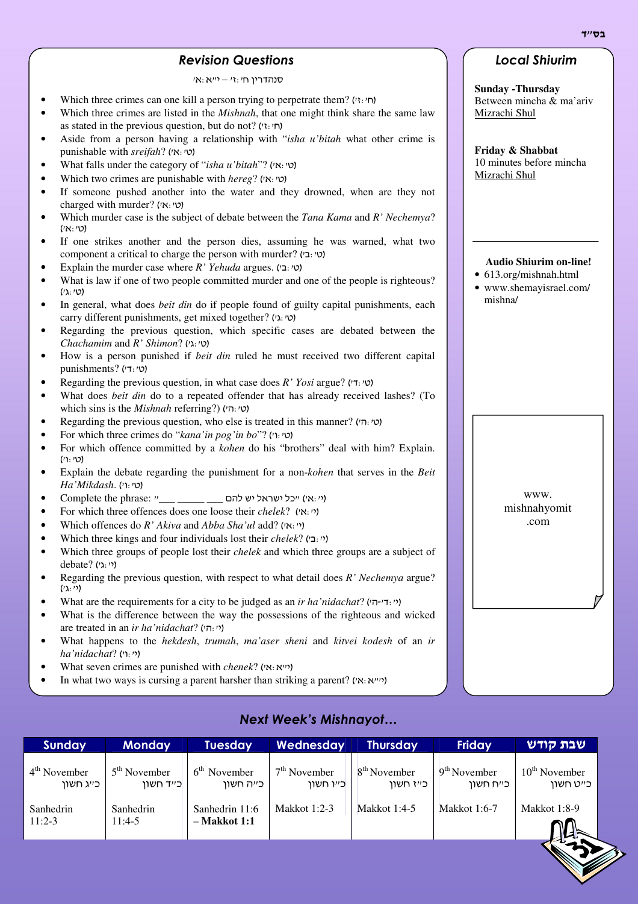## Revision Questions

סנהדרין ח׳:ז׳ – י״א:א׳

- Which three crimes can one kill a person trying to perpetrate them? (ח׳:ז׳)
- Which three crimes are listed in the *Mishnah*, that one might think share the same law as stated in the previous question, but do not? (ח׳:ז׳)
- Aside from a person having a relationship with "*isha u'bitah* what other crime is punishable with *sreifah*? (ט׳:א׳)
- What falls under the category of "*isha u'bitah*"? (ט׳:א׳)
- Which two crimes are punishable with *hereg*? (ט׳:א׳)
- If someone pushed another into the water and they drowned, when are they not charged with murder? (ט׳:א׳)
- Which murder case is the subject of debate between the *Tana Kama* and *R' Nechemya*? (ט׳:א׳)
- If one strikes another and the person dies, assuming he was warned, what two component a critical to charge the person with murder? (ט׳:ב׳)
- Explain the murder case where *R' Yehuda* argues. (ט׳:ב׳)
- What is law if one of two people committed murder and one of the people is righteous? (ט׳:ג׳)
- In general, what does *beit din* do if people found of guilty capital punishments, each carry different punishments, get mixed together? (ט׳:ג׳)
- Regarding the previous question, which specific cases are debated between the *Chachamim* and *R' Shimon*? (ט׳:ג׳)
- How is a person punished if *beit din* ruled he must received two different capital punishments? (ט׳:ד׳)
- Regarding the previous question, in what case does *R' Yosi* argue? (ט׳:ד׳)
- What does *beit din* do to a repeated offender that has already received lashes? (To which sins is the *Mishnah* referring?) (ט׳:ה׳)
- Regarding the previous question, who else is treated in this manner? (ט׳:ה׳)
- For which three crimes do "*kana'in pog'in bo*"? (ט׳:ו׳)
- For which offence committed by a *kohen* do his "brothers" deal with him? Explain. (ט׳:ו׳)
- Explain the debate regarding the punishment for a non-*kohen* that serves in the *Beit Ha'Mikdash*. (ט׳:ו׳)
- Complete the phrase: "___ _____ ___ כל ישראל יש להם" (י׳:א׳)
- For which three offences does one loose their *chelek*? (י׳:א׳)
- Which offences do *R' Akiva* and *Abba Sha'ul* add? (י׳:א׳)
- Which three kings and four individuals lost their *chelek*? (י׳:ב׳)
- Which three groups of people lost their *chelek* and which three groups are a subject of debate? (י׳:ג׳)
- Regarding the previous question, with respect to what detail does *R' Nechemya* argue? (י׳:ג׳)
- What are the requirements for a city to be judged as an *ir ha'nidachat*? (י׳:ד׳-ה׳)
- What is the difference between the way the possessions of the righteous and wicked are treated in an *ir ha'nidachat*? (י׳:ה׳)
- What happens to the *hekdesh*, *trumah*, *ma'aser sheni* and *kitvei kodesh* of an *ir ha'nidachat*? (י׳:ו׳)
- What seven crimes are punished with *chenek*? (י״א:א׳)
- In what two ways is cursing a parent harsher than striking a parent? (י״א:א׳)

## Local Shiurim

**Sunday -Thursday**
Between mincha & ma'ariv
Mizrachi Shul

**Friday & Shabbat**
10 minutes before mincha
Mizrachi Shul

**Audio Shiurim on-line!**

- 613.org/mishnah.html
- www.shemayisrael.com/mishna/

www.mishnahyomit.com

## Next Week's Mishnayot…

| Sunday | Monday | Tuesday | Wednesday | Thursday | Friday | שבת קודש |
|---|---|---|---|---|---|---|
| 4th November<br>כ״ג חשון | 5th November<br>כ״ד חשון | 6th November<br>כ״ה חשון | 7th November<br>כ״ו חשון | 8th November<br>כ״ז חשון | 9th November<br>כ״ח חשון | 10th November<br>כ״ט חשון |
| Sanhedrin 11:2-3 | Sanhedrin 11:4-5 | Sanhedrin 11:6 – **Makkot 1:1** | Makkot 1:2-3 | Makkot 1:4-5 | Makkot 1:6-7 | Makkot 1:8-9 |